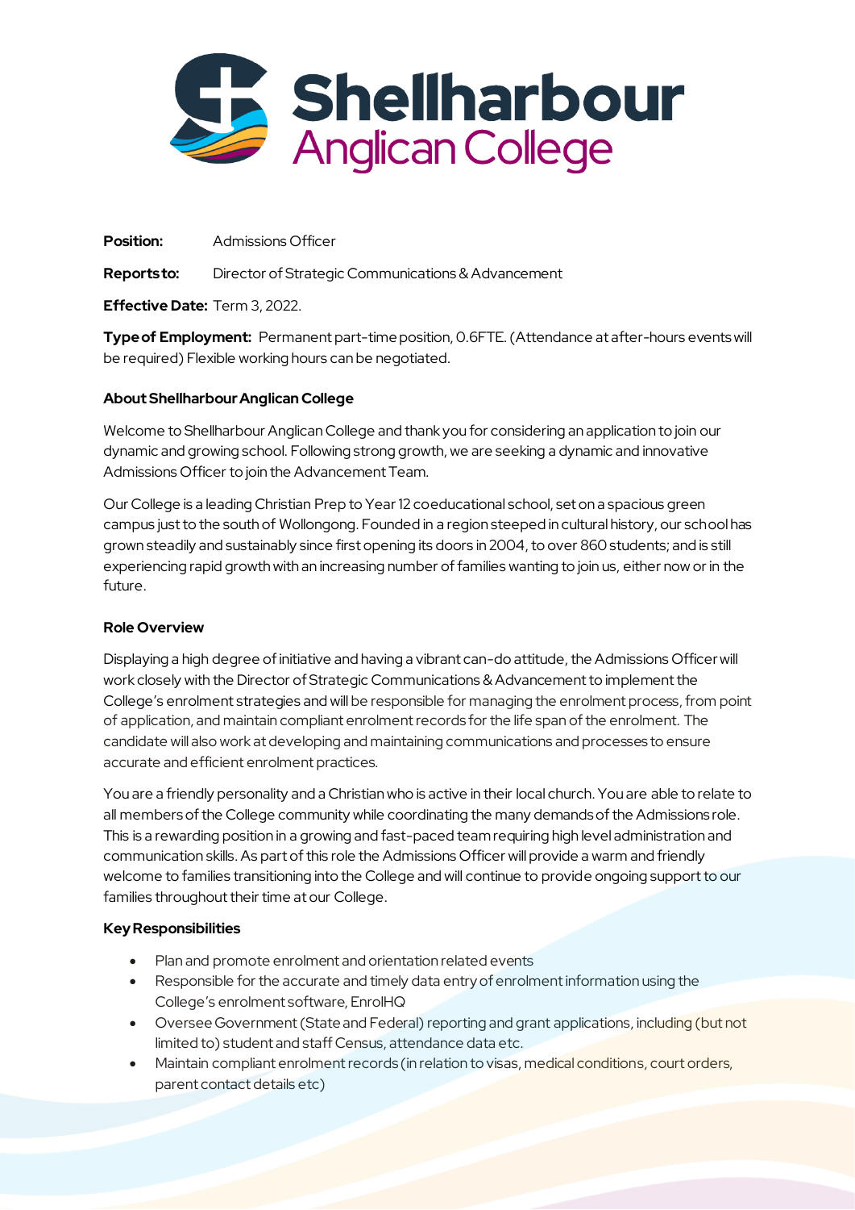# Shellharbour Anglican College

**Position:** Admissions Officer

**Reports to:** Director of Strategic Communications & Advancement

**Effective Date:** Term 3, 2022.

**Type of Employment:** Permanent part-time position, 0.6FTE. (Attendance at after-hours events will be required) Flexible working hours can be negotiated.

**About Shellharbour Anglican College**

Welcome to Shellharbour Anglican College and thank you for considering an application to join our dynamic and growing school. Following strong growth, we are seeking a dynamic and innovative Admissions Officer to join the Advancement Team.

Our College is a leading Christian Prep to Year 12 coeducational school, set on a spacious green campus just to the south of Wollongong. Founded in a region steeped in cultural history, our school has grown steadily and sustainably since first opening its doors in 2004, to over 860 students; and is still experiencing rapid growth with an increasing number of families wanting to join us, either now or in the future.

**Role Overview**

Displaying a high degree of initiative and having a vibrant can-do attitude, the Admissions Officer will work closely with the Director of Strategic Communications & Advancement to implement the College's enrolment strategies and will be responsible for managing the enrolment process, from point of application, and maintain compliant enrolment records for the life span of the enrolment. The candidate will also work at developing and maintaining communications and processes to ensure accurate and efficient enrolment practices.

You are a friendly personality and a Christian who is active in their local church. You are able to relate to all members of the College community while coordinating the many demands of the Admissions role. This is a rewarding position in a growing and fast-paced team requiring high level administration and communication skills. As part of this role the Admissions Officer will provide a warm and friendly welcome to families transitioning into the College and will continue to provide ongoing support to our families throughout their time at our College.

**Key Responsibilities**

- Plan and promote enrolment and orientation related events
- Responsible for the accurate and timely data entry of enrolment information using the College's enrolment software, EnrolHQ
- Oversee Government (State and Federal) reporting and grant applications, including (but not limited to) student and staff Census, attendance data etc.
- Maintain compliant enrolment records (in relation to visas, medical conditions, court orders, parent contact details etc)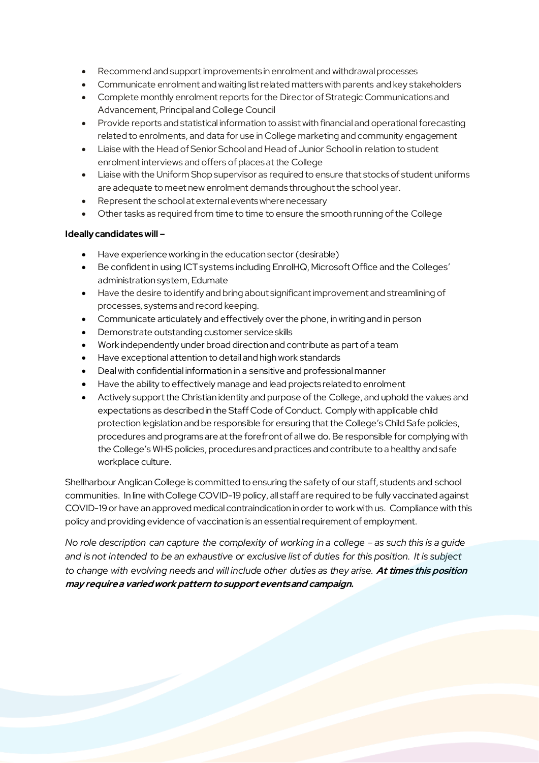- Recommend and support improvements in enrolment and withdrawal processes
- Communicate enrolment and waiting list related matters with parents and key stakeholders
- Complete monthly enrolment reports for the Director of Strategic Communications and Advancement, Principal and College Council
- Provide reports and statistical information to assist with financial and operational forecasting related to enrolments, and data for use in College marketing and community engagement
- Liaise with the Head of Senior School and Head of Junior School in relation to student enrolment interviews and offers of places at the College
- Liaise with the Uniform Shop supervisor as required to ensure that stocks of student uniforms are adequate to meet new enrolment demands throughout the school year.
- Represent the school at external events where necessary
- Other tasks as required from time to time to ensure the smooth running of the College

**Ideally candidates will –**

- Have experience working in the education sector (desirable)
- Be confident in using ICT systems including EnrolHQ, Microsoft Office and the Colleges' administration system, Edumate
- Have the desire to identify and bring about significant improvement and streamlining of processes, systems and record keeping.
- Communicate articulately and effectively over the phone, in writing and in person
- Demonstrate outstanding customer service skills
- Work independently under broad direction and contribute as part of a team
- Have exceptional attention to detail and high work standards
- Deal with confidential information in a sensitive and professional manner
- Have the ability to effectively manage and lead projects related to enrolment
- Actively support the Christian identity and purpose of the College, and uphold the values and expectations as described in the Staff Code of Conduct. Comply with applicable child protection legislation and be responsible for ensuring that the College's Child Safe policies, procedures and programs are at the forefront of all we do. Be responsible for complying with the College's WHS policies, procedures and practices and contribute to a healthy and safe workplace culture.

Shellharbour Anglican College is committed to ensuring the safety of our staff, students and school communities. In line with College COVID-19 policy, all staff are required to be fully vaccinated against COVID-19 or have an approved medical contraindication in order to work with us. Compliance with this policy and providing evidence of vaccination is an essential requirement of employment.

*No role description can capture the complexity of working in a college – as such this is a guide and is not intended to be an exhaustive or exclusive list of duties for this position. It is subject to change with evolving needs and will include other duties as they arise.* ***At times this position may require a varied work pattern to support events and campaign.***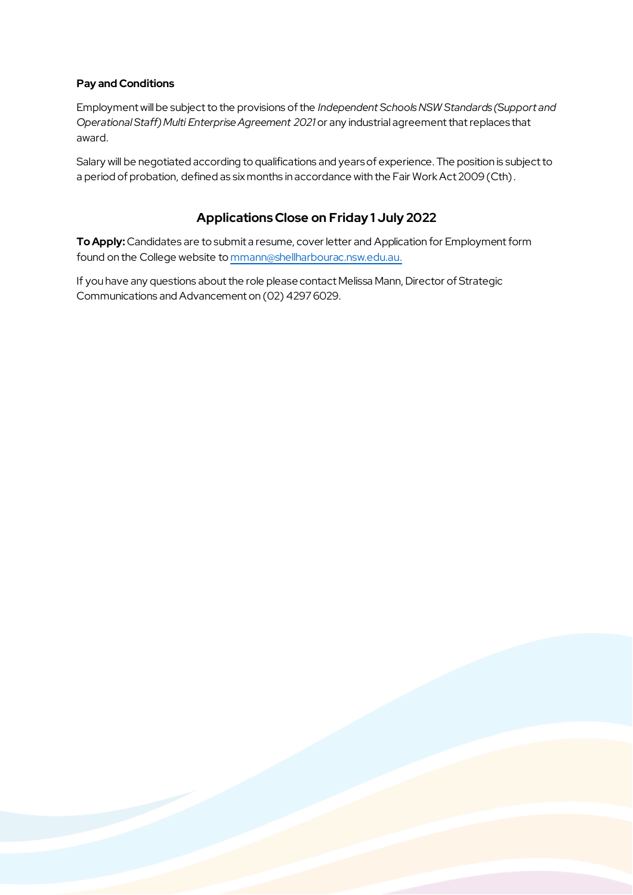**Pay and Conditions**

Employment will be subject to the provisions of the *Independent Schools NSW Standards (Support and Operational Staff) Multi Enterprise Agreement 2021* or any industrial agreement that replaces that award.

Salary will be negotiated according to qualifications and years of experience. The position is subject to a period of probation, defined as six months in accordance with the Fair Work Act 2009 (Cth).

## Applications Close on Friday 1 July 2022

**To Apply:** Candidates are to submit a resume, cover letter and Application for Employment form found on the College website to mmann@shellharbourac.nsw.edu.au.

If you have any questions about the role please contact Melissa Mann, Director of Strategic Communications and Advancement on (02) 4297 6029.